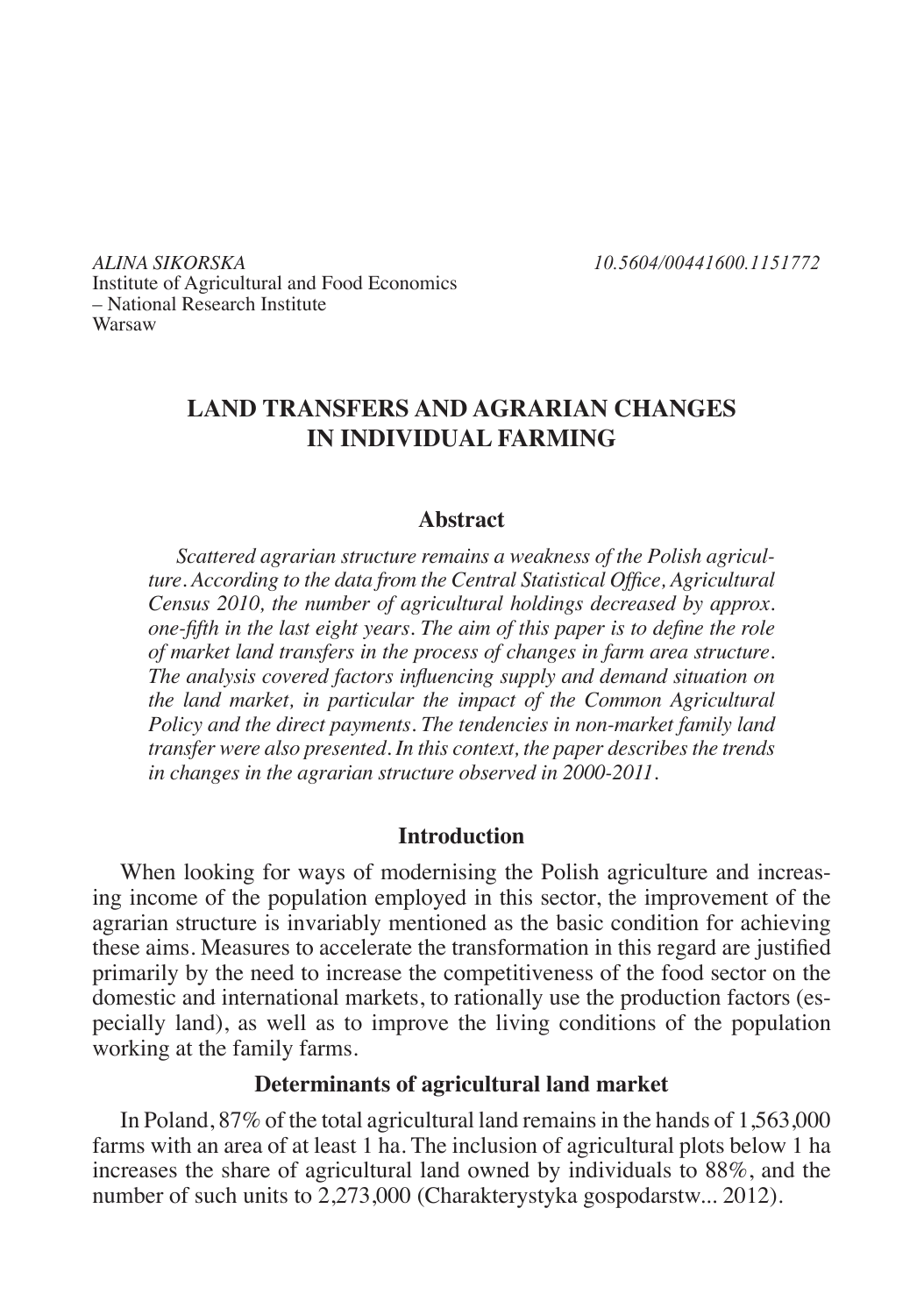*ALINA SIKORSKA* *10.5604/00441600.1151772*
Institute of Agricultural and Food Economics
– National Research Institute
Warsaw

# LAND TRANSFERS AND AGRARIAN CHANGES IN INDIVIDUAL FARMING

## Abstract

*Scattered agrarian structure remains a weakness of the Polish agriculture. According to the data from the Central Statistical Office, Agricultural Census 2010, the number of agricultural holdings decreased by approx. one-fifth in the last eight years. The aim of this paper is to define the role of market land transfers in the process of changes in farm area structure. The analysis covered factors influencing supply and demand situation on the land market, in particular the impact of the Common Agricultural Policy and the direct payments. The tendencies in non-market family land transfer were also presented. In this context, the paper describes the trends in changes in the agrarian structure observed in 2000-2011.*

## Introduction

When looking for ways of modernising the Polish agriculture and increasing income of the population employed in this sector, the improvement of the agrarian structure is invariably mentioned as the basic condition for achieving these aims. Measures to accelerate the transformation in this regard are justified primarily by the need to increase the competitiveness of the food sector on the domestic and international markets, to rationally use the production factors (especially land), as well as to improve the living conditions of the population working at the family farms.

### Determinants of agricultural land market

In Poland, 87% of the total agricultural land remains in the hands of 1,563,000 farms with an area of at least 1 ha. The inclusion of agricultural plots below 1 ha increases the share of agricultural land owned by individuals to 88%, and the number of such units to 2,273,000 (Charakterystyka gospodarstw... 2012).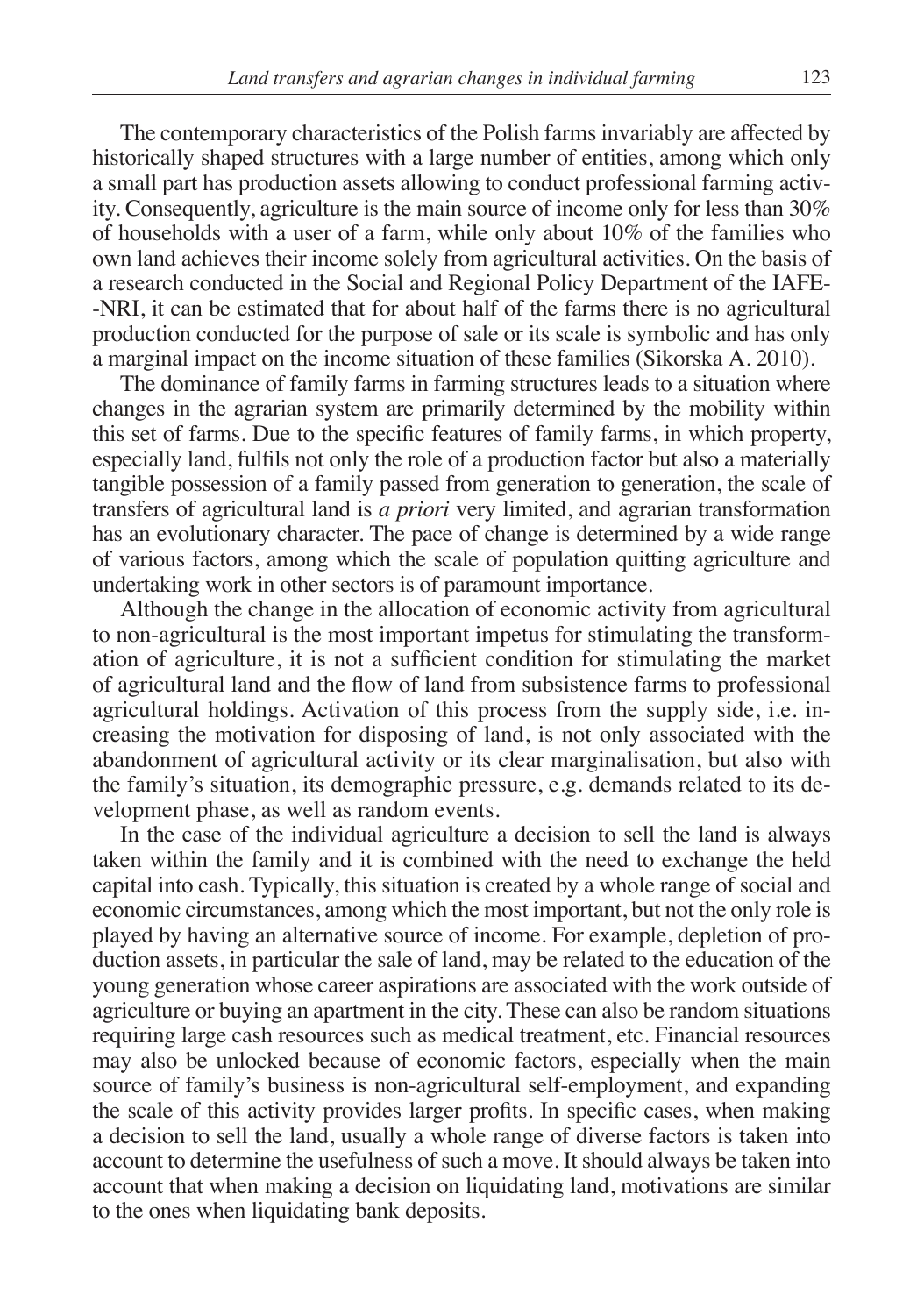The contemporary characteristics of the Polish farms invariably are affected by historically shaped structures with a large number of entities, among which only a small part has production assets allowing to conduct professional farming activity. Consequently, agriculture is the main source of income only for less than 30% of households with a user of a farm, while only about 10% of the families who own land achieves their income solely from agricultural activities. On the basis of a research conducted in the Social and Regional Policy Department of the IAFE-NRI, it can be estimated that for about half of the farms there is no agricultural production conducted for the purpose of sale or its scale is symbolic and has only a marginal impact on the income situation of these families (Sikorska A. 2010).

The dominance of family farms in farming structures leads to a situation where changes in the agrarian system are primarily determined by the mobility within this set of farms. Due to the specific features of family farms, in which property, especially land, fulfils not only the role of a production factor but also a materially tangible possession of a family passed from generation to generation, the scale of transfers of agricultural land is *a priori* very limited, and agrarian transformation has an evolutionary character. The pace of change is determined by a wide range of various factors, among which the scale of population quitting agriculture and undertaking work in other sectors is of paramount importance.

Although the change in the allocation of economic activity from agricultural to non-agricultural is the most important impetus for stimulating the transformation of agriculture, it is not a sufficient condition for stimulating the market of agricultural land and the flow of land from subsistence farms to professional agricultural holdings. Activation of this process from the supply side, i.e. increasing the motivation for disposing of land, is not only associated with the abandonment of agricultural activity or its clear marginalisation, but also with the family's situation, its demographic pressure, e.g. demands related to its development phase, as well as random events.

In the case of the individual agriculture a decision to sell the land is always taken within the family and it is combined with the need to exchange the held capital into cash. Typically, this situation is created by a whole range of social and economic circumstances, among which the most important, but not the only role is played by having an alternative source of income. For example, depletion of production assets, in particular the sale of land, may be related to the education of the young generation whose career aspirations are associated with the work outside of agriculture or buying an apartment in the city. These can also be random situations requiring large cash resources such as medical treatment, etc. Financial resources may also be unlocked because of economic factors, especially when the main source of family's business is non-agricultural self-employment, and expanding the scale of this activity provides larger profits. In specific cases, when making a decision to sell the land, usually a whole range of diverse factors is taken into account to determine the usefulness of such a move. It should always be taken into account that when making a decision on liquidating land, motivations are similar to the ones when liquidating bank deposits.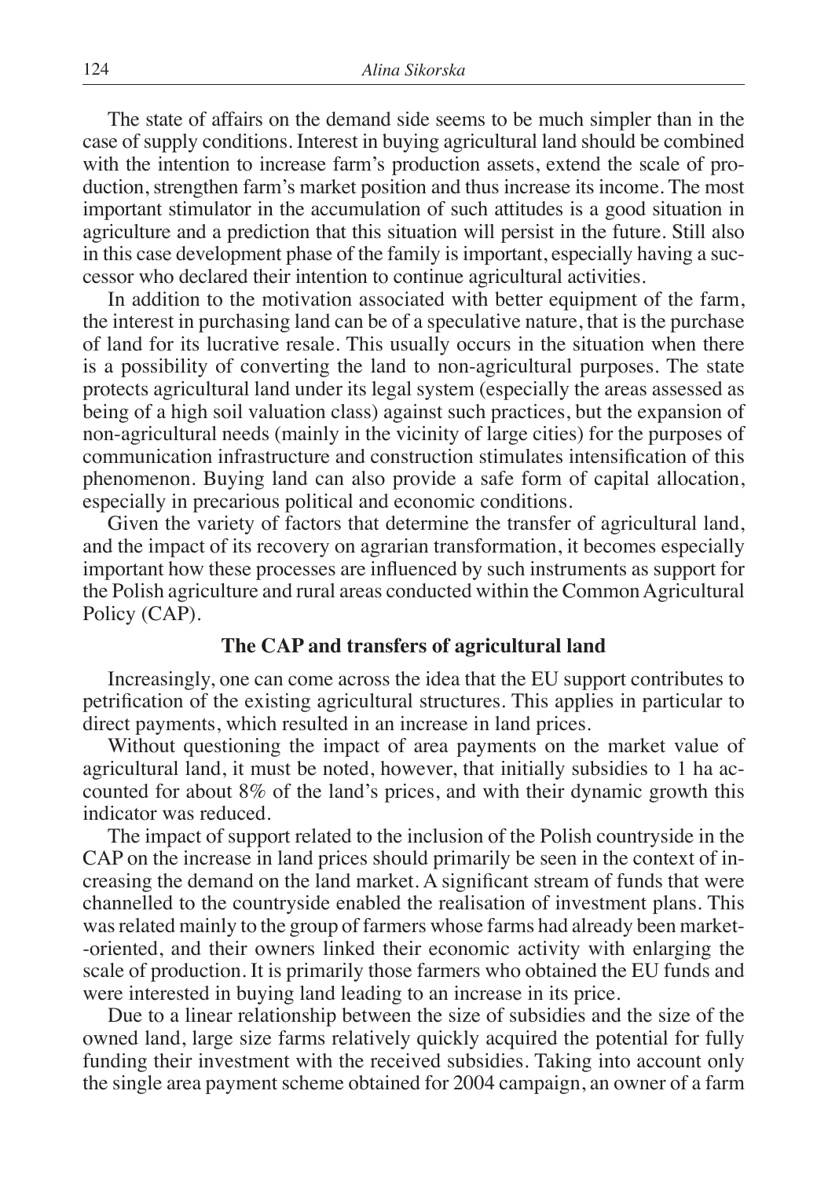The state of affairs on the demand side seems to be much simpler than in the case of supply conditions. Interest in buying agricultural land should be combined with the intention to increase farm's production assets, extend the scale of production, strengthen farm's market position and thus increase its income. The most important stimulator in the accumulation of such attitudes is a good situation in agriculture and a prediction that this situation will persist in the future. Still also in this case development phase of the family is important, especially having a successor who declared their intention to continue agricultural activities.

In addition to the motivation associated with better equipment of the farm, the interest in purchasing land can be of a speculative nature, that is the purchase of land for its lucrative resale. This usually occurs in the situation when there is a possibility of converting the land to non-agricultural purposes. The state protects agricultural land under its legal system (especially the areas assessed as being of a high soil valuation class) against such practices, but the expansion of non-agricultural needs (mainly in the vicinity of large cities) for the purposes of communication infrastructure and construction stimulates intensification of this phenomenon. Buying land can also provide a safe form of capital allocation, especially in precarious political and economic conditions.

Given the variety of factors that determine the transfer of agricultural land, and the impact of its recovery on agrarian transformation, it becomes especially important how these processes are influenced by such instruments as support for the Polish agriculture and rural areas conducted within the Common Agricultural Policy (CAP).

## The CAP and transfers of agricultural land

Increasingly, one can come across the idea that the EU support contributes to petrification of the existing agricultural structures. This applies in particular to direct payments, which resulted in an increase in land prices.

Without questioning the impact of area payments on the market value of agricultural land, it must be noted, however, that initially subsidies to 1 ha accounted for about 8% of the land's prices, and with their dynamic growth this indicator was reduced.

The impact of support related to the inclusion of the Polish countryside in the CAP on the increase in land prices should primarily be seen in the context of increasing the demand on the land market. A significant stream of funds that were channelled to the countryside enabled the realisation of investment plans. This was related mainly to the group of farmers whose farms had already been market-oriented, and their owners linked their economic activity with enlarging the scale of production. It is primarily those farmers who obtained the EU funds and were interested in buying land leading to an increase in its price.

Due to a linear relationship between the size of subsidies and the size of the owned land, large size farms relatively quickly acquired the potential for fully funding their investment with the received subsidies. Taking into account only the single area payment scheme obtained for 2004 campaign, an owner of a farm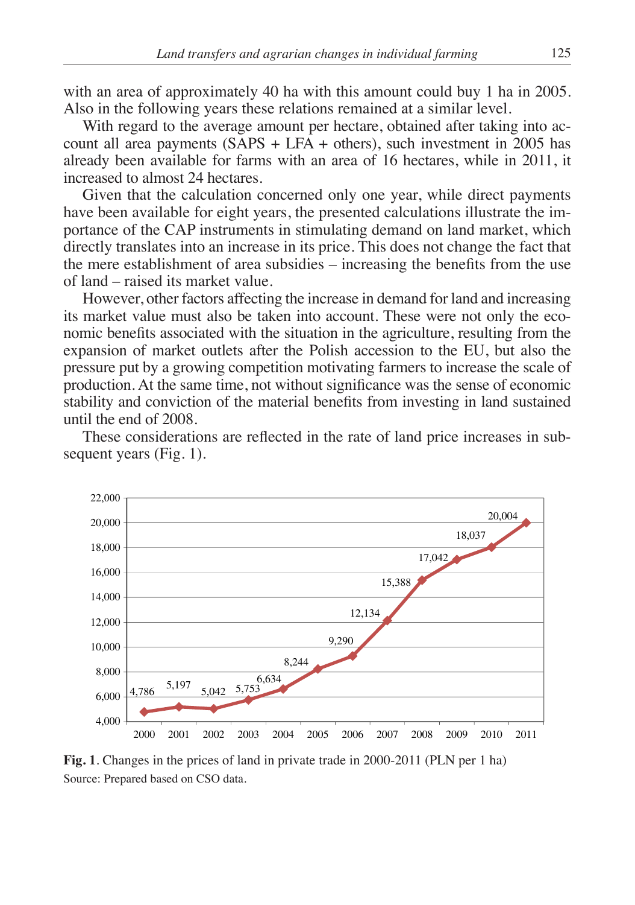with an area of approximately 40 ha with this amount could buy 1 ha in 2005. Also in the following years these relations remained at a similar level.

With regard to the average amount per hectare, obtained after taking into account all area payments (SAPS + LFA + others), such investment in 2005 has already been available for farms with an area of 16 hectares, while in 2011, it increased to almost 24 hectares.

Given that the calculation concerned only one year, while direct payments have been available for eight years, the presented calculations illustrate the importance of the CAP instruments in stimulating demand on land market, which directly translates into an increase in its price. This does not change the fact that the mere establishment of area subsidies – increasing the benefits from the use of land – raised its market value.

However, other factors affecting the increase in demand for land and increasing its market value must also be taken into account. These were not only the economic benefits associated with the situation in the agriculture, resulting from the expansion of market outlets after the Polish accession to the EU, but also the pressure put by a growing competition motivating farmers to increase the scale of production. At the same time, not without significance was the sense of economic stability and conviction of the material benefits from investing in land sustained until the end of 2008.

These considerations are reflected in the rate of land price increases in subsequent years (Fig. 1).

| Year | PLN per 1 ha |
|---|---|
| 2000 | 4,786 |
| 2001 | 5,197 |
| 2002 | 5,042 |
| 2003 | 5,753 |
| 2004 | 6,634 |
| 2005 | 8,244 |
| 2006 | 9,290 |
| 2007 | 12,134 |
| 2008 | 15,388 |
| 2009 | 17,042 |
| 2010 | 18,037 |
| 2011 | 20,004 |

**Fig. 1**. Changes in the prices of land in private trade in 2000-2011 (PLN per 1 ha)

Source: Prepared based on CSO data.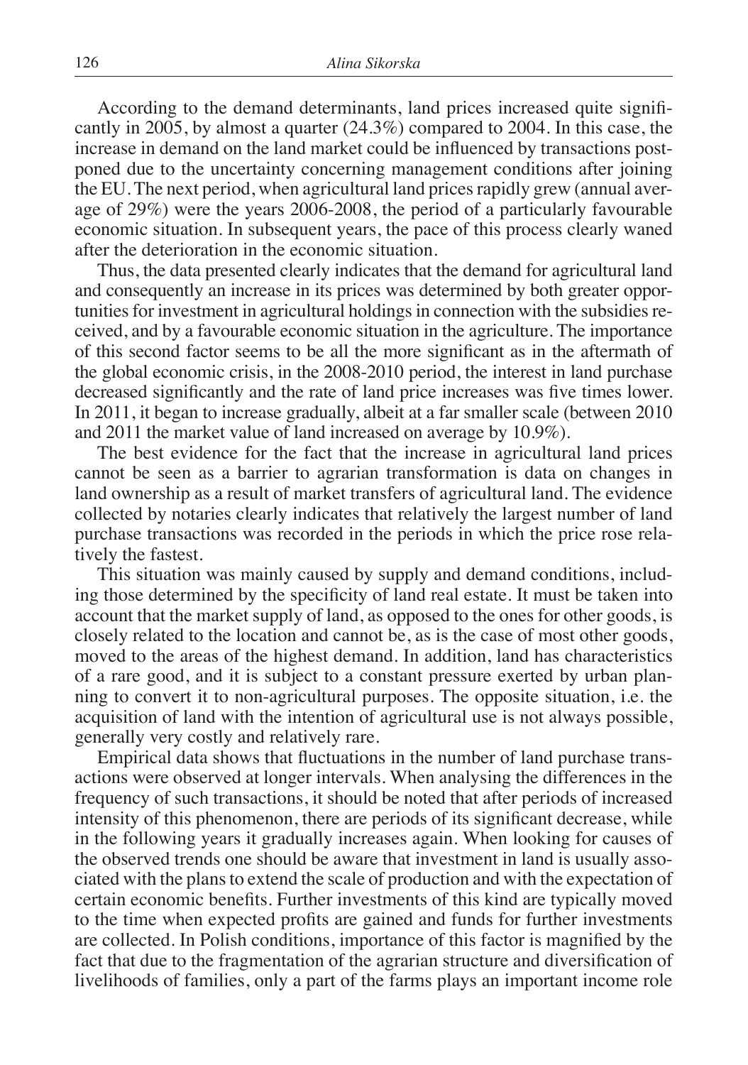According to the demand determinants, land prices increased quite significantly in 2005, by almost a quarter (24.3%) compared to 2004. In this case, the increase in demand on the land market could be influenced by transactions postponed due to the uncertainty concerning management conditions after joining the EU. The next period, when agricultural land prices rapidly grew (annual average of 29%) were the years 2006-2008, the period of a particularly favourable economic situation. In subsequent years, the pace of this process clearly waned after the deterioration in the economic situation.

Thus, the data presented clearly indicates that the demand for agricultural land and consequently an increase in its prices was determined by both greater opportunities for investment in agricultural holdings in connection with the subsidies received, and by a favourable economic situation in the agriculture. The importance of this second factor seems to be all the more significant as in the aftermath of the global economic crisis, in the 2008-2010 period, the interest in land purchase decreased significantly and the rate of land price increases was five times lower. In 2011, it began to increase gradually, albeit at a far smaller scale (between 2010 and 2011 the market value of land increased on average by 10.9%).

The best evidence for the fact that the increase in agricultural land prices cannot be seen as a barrier to agrarian transformation is data on changes in land ownership as a result of market transfers of agricultural land. The evidence collected by notaries clearly indicates that relatively the largest number of land purchase transactions was recorded in the periods in which the price rose relatively the fastest.

This situation was mainly caused by supply and demand conditions, including those determined by the specificity of land real estate. It must be taken into account that the market supply of land, as opposed to the ones for other goods, is closely related to the location and cannot be, as is the case of most other goods, moved to the areas of the highest demand. In addition, land has characteristics of a rare good, and it is subject to a constant pressure exerted by urban planning to convert it to non-agricultural purposes. The opposite situation, i.e. the acquisition of land with the intention of agricultural use is not always possible, generally very costly and relatively rare.

Empirical data shows that fluctuations in the number of land purchase transactions were observed at longer intervals. When analysing the differences in the frequency of such transactions, it should be noted that after periods of increased intensity of this phenomenon, there are periods of its significant decrease, while in the following years it gradually increases again. When looking for causes of the observed trends one should be aware that investment in land is usually associated with the plans to extend the scale of production and with the expectation of certain economic benefits. Further investments of this kind are typically moved to the time when expected profits are gained and funds for further investments are collected. In Polish conditions, importance of this factor is magnified by the fact that due to the fragmentation of the agrarian structure and diversification of livelihoods of families, only a part of the farms plays an important income role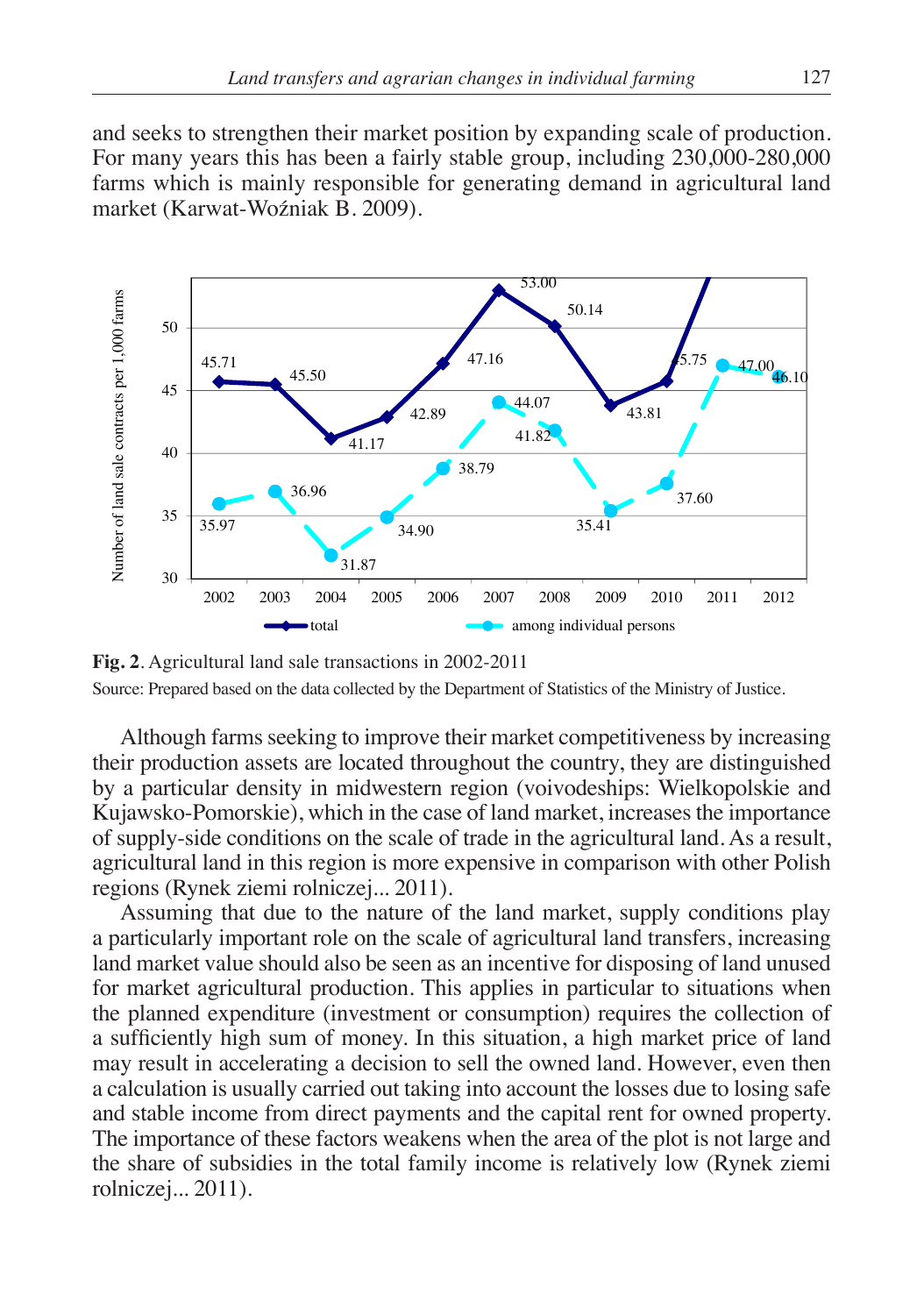and seeks to strengthen their market position by expanding scale of production. For many years this has been a fairly stable group, including 230,000-280,000 farms which is mainly responsible for generating demand in agricultural land market (Karwat-Woźniak B. 2009).

**Fig. 2**. Agricultural land sale transactions in 2002-2011

Source: Prepared based on the data collected by the Department of Statistics of the Ministry of Justice.

Although farms seeking to improve their market competitiveness by increasing their production assets are located throughout the country, they are distinguished by a particular density in midwestern region (voivodeships: Wielkopolskie and Kujawsko-Pomorskie), which in the case of land market, increases the importance of supply-side conditions on the scale of trade in the agricultural land. As a result, agricultural land in this region is more expensive in comparison with other Polish regions (Rynek ziemi rolniczej... 2011).

Assuming that due to the nature of the land market, supply conditions play a particularly important role on the scale of agricultural land transfers, increasing land market value should also be seen as an incentive for disposing of land unused for market agricultural production. This applies in particular to situations when the planned expenditure (investment or consumption) requires the collection of a sufficiently high sum of money. In this situation, a high market price of land may result in accelerating a decision to sell the owned land. However, even then a calculation is usually carried out taking into account the losses due to losing safe and stable income from direct payments and the capital rent for owned property. The importance of these factors weakens when the area of the plot is not large and the share of subsidies in the total family income is relatively low (Rynek ziemi rolniczej... 2011).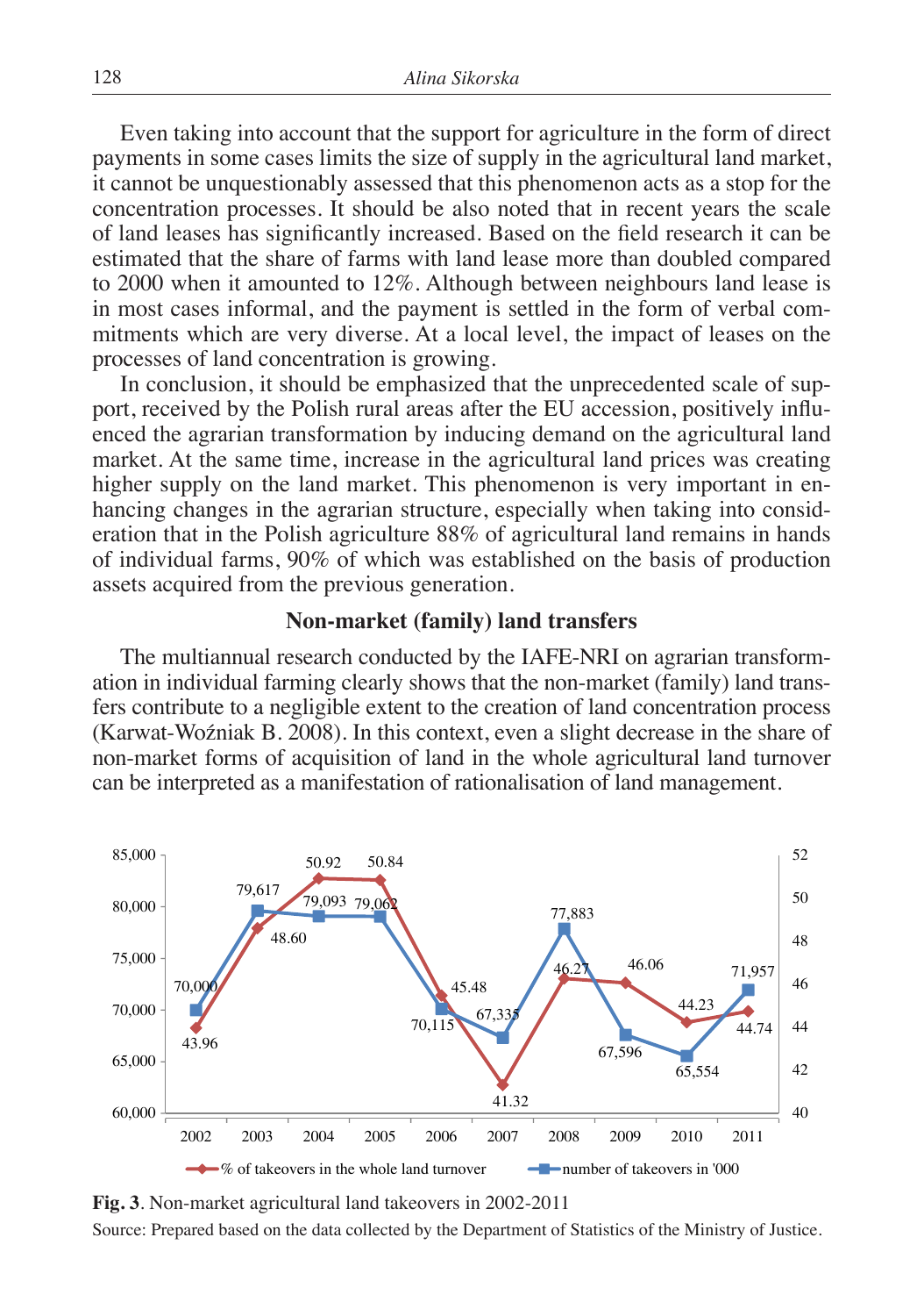Even taking into account that the support for agriculture in the form of direct payments in some cases limits the size of supply in the agricultural land market, it cannot be unquestionably assessed that this phenomenon acts as a stop for the concentration processes. It should be also noted that in recent years the scale of land leases has significantly increased. Based on the field research it can be estimated that the share of farms with land lease more than doubled compared to 2000 when it amounted to 12%. Although between neighbours land lease is in most cases informal, and the payment is settled in the form of verbal commitments which are very diverse. At a local level, the impact of leases on the processes of land concentration is growing.

In conclusion, it should be emphasized that the unprecedented scale of support, received by the Polish rural areas after the EU accession, positively influenced the agrarian transformation by inducing demand on the agricultural land market. At the same time, increase in the agricultural land prices was creating higher supply on the land market. This phenomenon is very important in enhancing changes in the agrarian structure, especially when taking into consideration that in the Polish agriculture 88% of agricultural land remains in hands of individual farms, 90% of which was established on the basis of production assets acquired from the previous generation.

## Non-market (family) land transfers

The multiannual research conducted by the IAFE-NRI on agrarian transformation in individual farming clearly shows that the non-market (family) land transfers contribute to a negligible extent to the creation of land concentration process (Karwat-Woźniak B. 2008). In this context, even a slight decrease in the share of non-market forms of acquisition of land in the whole agricultural land turnover can be interpreted as a manifestation of rationalisation of land management.

| Year | % of takeovers in the whole land turnover | number of takeovers in '000 |
|---|---|---|
| 2002 | 43.96 | 70,000 |
| 2003 | 48.60 | 79,617 |
| 2004 | 50.92 | 79,093 |
| 2005 | 50.84 | 79,062 |
| 2006 | 45.48 | 70,115 |
| 2007 | 41.32 | 67,335 |
| 2008 | 46.27 | 77,883 |
| 2009 | 46.06 | 67,596 |
| 2010 | 44.23 | 65,554 |
| 2011 | 44.74 | 71,957 |

**Fig. 3**. Non-market agricultural land takeovers in 2002-2011

Source: Prepared based on the data collected by the Department of Statistics of the Ministry of Justice.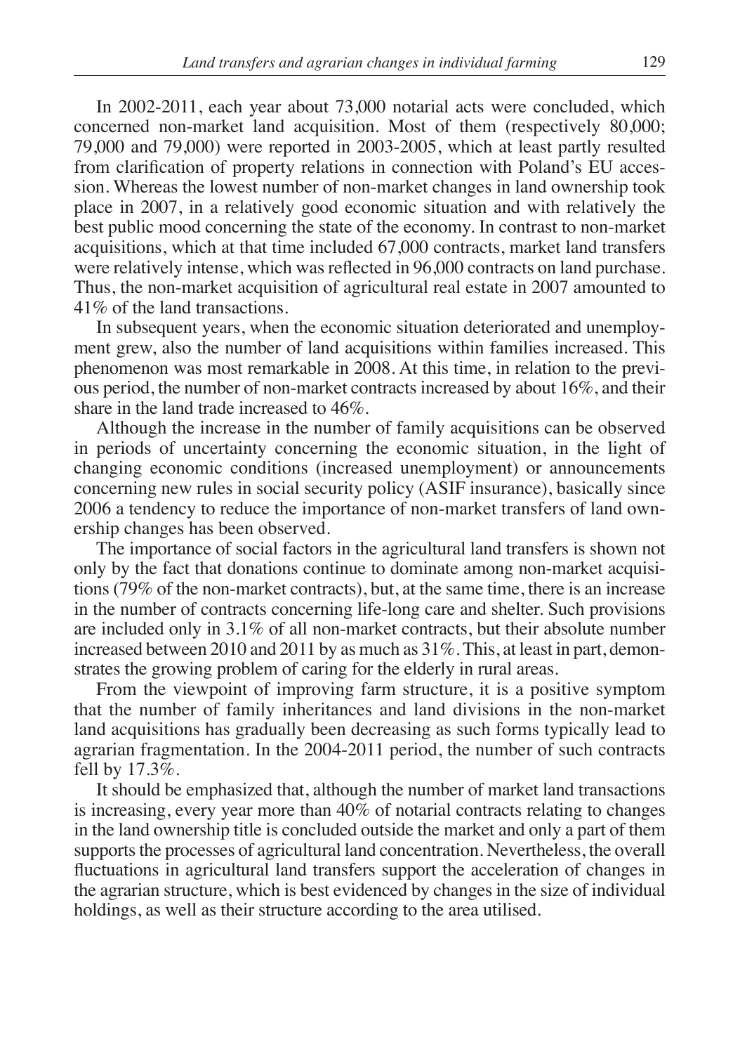In 2002-2011, each year about 73,000 notarial acts were concluded, which concerned non-market land acquisition. Most of them (respectively 80,000; 79,000 and 79,000) were reported in 2003-2005, which at least partly resulted from clarification of property relations in connection with Poland's EU accession. Whereas the lowest number of non-market changes in land ownership took place in 2007, in a relatively good economic situation and with relatively the best public mood concerning the state of the economy. In contrast to non-market acquisitions, which at that time included 67,000 contracts, market land transfers were relatively intense, which was reflected in 96,000 contracts on land purchase. Thus, the non-market acquisition of agricultural real estate in 2007 amounted to 41% of the land transactions.

In subsequent years, when the economic situation deteriorated and unemployment grew, also the number of land acquisitions within families increased. This phenomenon was most remarkable in 2008. At this time, in relation to the previous period, the number of non-market contracts increased by about 16%, and their share in the land trade increased to 46%.

Although the increase in the number of family acquisitions can be observed in periods of uncertainty concerning the economic situation, in the light of changing economic conditions (increased unemployment) or announcements concerning new rules in social security policy (ASIF insurance), basically since 2006 a tendency to reduce the importance of non-market transfers of land ownership changes has been observed.

The importance of social factors in the agricultural land transfers is shown not only by the fact that donations continue to dominate among non-market acquisitions (79% of the non-market contracts), but, at the same time, there is an increase in the number of contracts concerning life-long care and shelter. Such provisions are included only in 3.1% of all non-market contracts, but their absolute number increased between 2010 and 2011 by as much as 31%. This, at least in part, demonstrates the growing problem of caring for the elderly in rural areas.

From the viewpoint of improving farm structure, it is a positive symptom that the number of family inheritances and land divisions in the non-market land acquisitions has gradually been decreasing as such forms typically lead to agrarian fragmentation. In the 2004-2011 period, the number of such contracts fell by 17.3%.

It should be emphasized that, although the number of market land transactions is increasing, every year more than 40% of notarial contracts relating to changes in the land ownership title is concluded outside the market and only a part of them supports the processes of agricultural land concentration. Nevertheless, the overall fluctuations in agricultural land transfers support the acceleration of changes in the agrarian structure, which is best evidenced by changes in the size of individual holdings, as well as their structure according to the area utilised.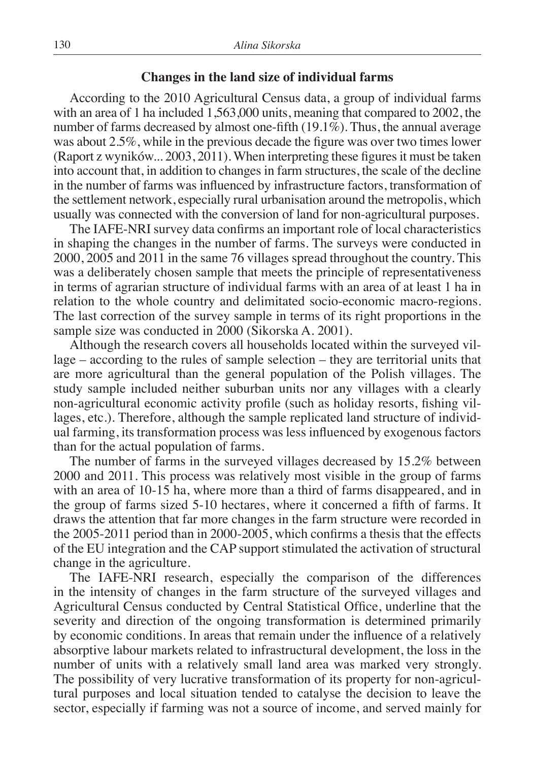### Changes in the land size of individual farms

According to the 2010 Agricultural Census data, a group of individual farms with an area of 1 ha included 1,563,000 units, meaning that compared to 2002, the number of farms decreased by almost one-fifth (19.1%). Thus, the annual average was about 2.5%, while in the previous decade the figure was over two times lower (Raport z wyników... 2003, 2011). When interpreting these figures it must be taken into account that, in addition to changes in farm structures, the scale of the decline in the number of farms was influenced by infrastructure factors, transformation of the settlement network, especially rural urbanisation around the metropolis, which usually was connected with the conversion of land for non-agricultural purposes.

The IAFE-NRI survey data confirms an important role of local characteristics in shaping the changes in the number of farms. The surveys were conducted in 2000, 2005 and 2011 in the same 76 villages spread throughout the country. This was a deliberately chosen sample that meets the principle of representativeness in terms of agrarian structure of individual farms with an area of at least 1 ha in relation to the whole country and delimitated socio-economic macro-regions. The last correction of the survey sample in terms of its right proportions in the sample size was conducted in 2000 (Sikorska A. 2001).

Although the research covers all households located within the surveyed village – according to the rules of sample selection – they are territorial units that are more agricultural than the general population of the Polish villages. The study sample included neither suburban units nor any villages with a clearly non-agricultural economic activity profile (such as holiday resorts, fishing villages, etc.). Therefore, although the sample replicated land structure of individual farming, its transformation process was less influenced by exogenous factors than for the actual population of farms.

The number of farms in the surveyed villages decreased by 15.2% between 2000 and 2011. This process was relatively most visible in the group of farms with an area of 10-15 ha, where more than a third of farms disappeared, and in the group of farms sized 5-10 hectares, where it concerned a fifth of farms. It draws the attention that far more changes in the farm structure were recorded in the 2005-2011 period than in 2000-2005, which confirms a thesis that the effects of the EU integration and the CAP support stimulated the activation of structural change in the agriculture.

The IAFE-NRI research, especially the comparison of the differences in the intensity of changes in the farm structure of the surveyed villages and Agricultural Census conducted by Central Statistical Office, underline that the severity and direction of the ongoing transformation is determined primarily by economic conditions. In areas that remain under the influence of a relatively absorptive labour markets related to infrastructural development, the loss in the number of units with a relatively small land area was marked very strongly. The possibility of very lucrative transformation of its property for non-agricultural purposes and local situation tended to catalyse the decision to leave the sector, especially if farming was not a source of income, and served mainly for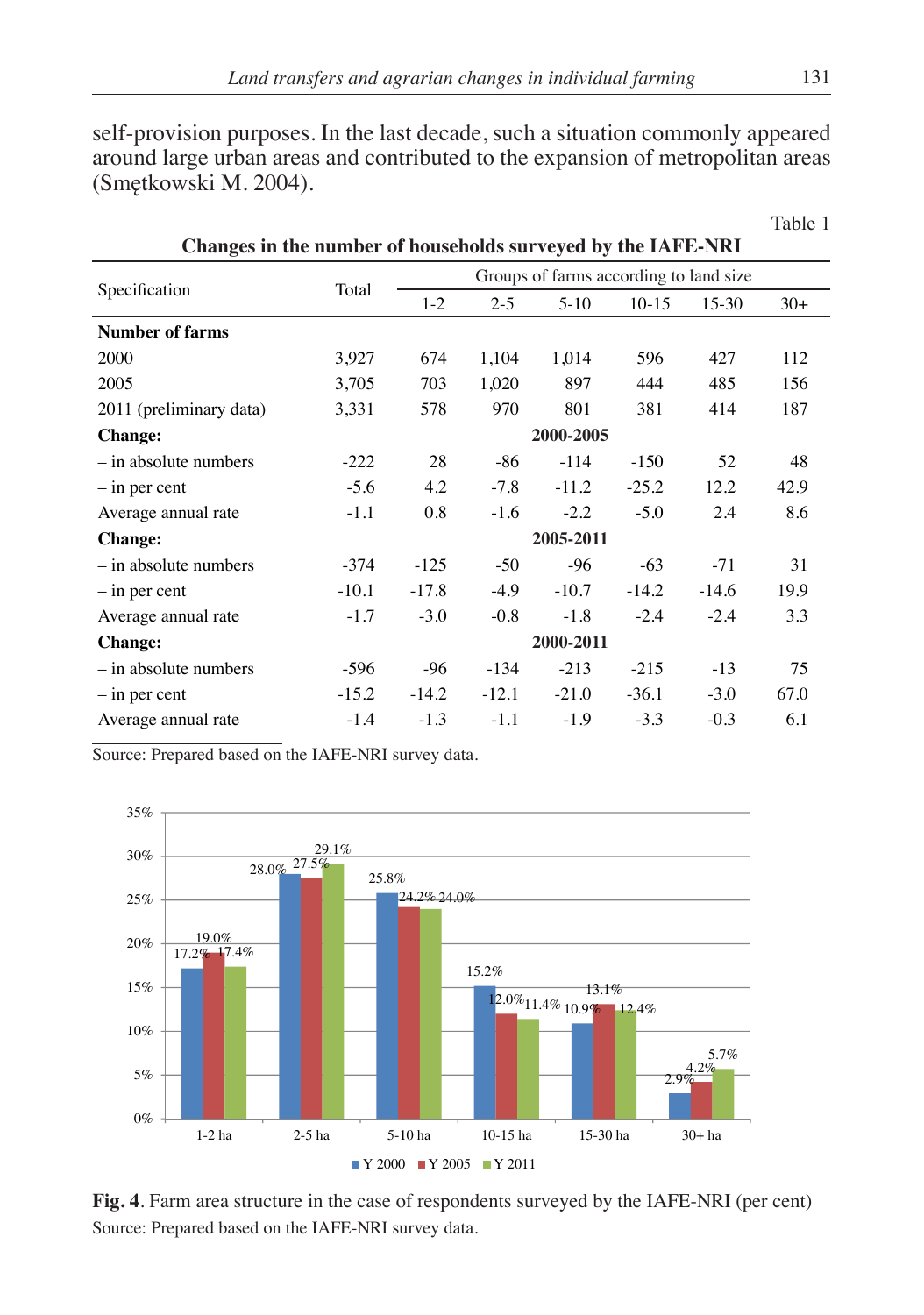self-provision purposes. In the last decade, such a situation commonly appeared around large urban areas and contributed to the expansion of metropolitan areas (Smętkowski M. 2004).

Table 1

**Changes in the number of households surveyed by the IAFE-NRI**

| Specification | Total | Groups of farms according to land size | | | | | |
|---|---|---|---|---|---|---|---|
| | | 1-2 | 2-5 | 5-10 | 10-15 | 15-30 | 30+ |
| **Number of farms** | | | | | | | |
| 2000 | 3,927 | 674 | 1,104 | 1,014 | 596 | 427 | 112 |
| 2005 | 3,705 | 703 | 1,020 | 897 | 444 | 485 | 156 |
| 2011 (preliminary data) | 3,331 | 578 | 970 | 801 | 381 | 414 | 187 |
| **Change:** | | | | **2000-2005** | | | |
| – in absolute numbers | -222 | 28 | -86 | -114 | -150 | 52 | 48 |
| – in per cent | -5.6 | 4.2 | -7.8 | -11.2 | -25.2 | 12.2 | 42.9 |
| Average annual rate | -1.1 | 0.8 | -1.6 | -2.2 | -5.0 | 2.4 | 8.6 |
| **Change:** | | | | **2005-2011** | | | |
| – in absolute numbers | -374 | -125 | -50 | -96 | -63 | -71 | 31 |
| – in per cent | -10.1 | -17.8 | -4.9 | -10.7 | -14.2 | -14.6 | 19.9 |
| Average annual rate | -1.7 | -3.0 | -0.8 | -1.8 | -2.4 | -2.4 | 3.3 |
| **Change:** | | | | **2000-2011** | | | |
| – in absolute numbers | -596 | -96 | -134 | -213 | -215 | -13 | 75 |
| – in per cent | -15.2 | -14.2 | -12.1 | -21.0 | -36.1 | -3.0 | 67.0 |
| Average annual rate | -1.4 | -1.3 | -1.1 | -1.9 | -3.3 | -0.3 | 6.1 |

Source: Prepared based on the IAFE-NRI survey data.

| | 1-2 ha | 2-5 ha | 5-10 ha | 10-15 ha | 15-30 ha | 30+ ha |
|---|---|---|---|---|---|---|
| Y 2000 | 17.2% | 28.0% | 25.8% | 15.2% | 10.9% | 2.9% |
| Y 2005 | 19.0% | 27.5% | 24.2% | 12.0% | 13.1% | 4.2% |
| Y 2011 | 17.4% | 29.1% | 24.0% | 11.4% | 12.4% | 5.7% |

**Fig. 4**. Farm area structure in the case of respondents surveyed by the IAFE-NRI (per cent)
Source: Prepared based on the IAFE-NRI survey data.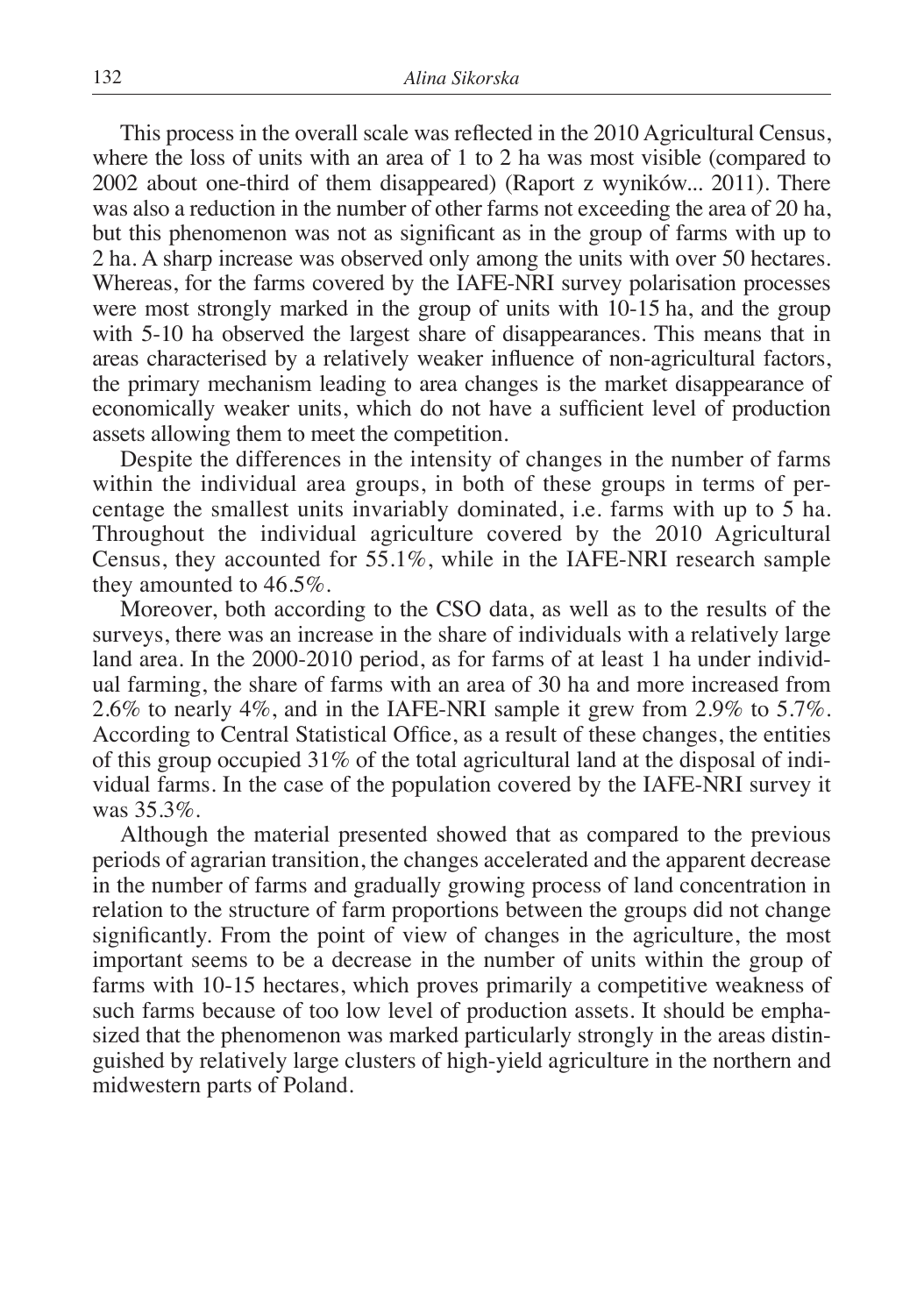This process in the overall scale was reflected in the 2010 Agricultural Census, where the loss of units with an area of 1 to 2 ha was most visible (compared to 2002 about one-third of them disappeared) (Raport z wyników... 2011). There was also a reduction in the number of other farms not exceeding the area of 20 ha, but this phenomenon was not as significant as in the group of farms with up to 2 ha. A sharp increase was observed only among the units with over 50 hectares. Whereas, for the farms covered by the IAFE-NRI survey polarisation processes were most strongly marked in the group of units with 10-15 ha, and the group with 5-10 ha observed the largest share of disappearances. This means that in areas characterised by a relatively weaker influence of non-agricultural factors, the primary mechanism leading to area changes is the market disappearance of economically weaker units, which do not have a sufficient level of production assets allowing them to meet the competition.

Despite the differences in the intensity of changes in the number of farms within the individual area groups, in both of these groups in terms of percentage the smallest units invariably dominated, i.e. farms with up to 5 ha. Throughout the individual agriculture covered by the 2010 Agricultural Census, they accounted for 55.1%, while in the IAFE-NRI research sample they amounted to 46.5%.

Moreover, both according to the CSO data, as well as to the results of the surveys, there was an increase in the share of individuals with a relatively large land area. In the 2000-2010 period, as for farms of at least 1 ha under individual farming, the share of farms with an area of 30 ha and more increased from 2.6% to nearly 4%, and in the IAFE-NRI sample it grew from 2.9% to 5.7%. According to Central Statistical Office, as a result of these changes, the entities of this group occupied 31% of the total agricultural land at the disposal of individual farms. In the case of the population covered by the IAFE-NRI survey it was 35.3%.

Although the material presented showed that as compared to the previous periods of agrarian transition, the changes accelerated and the apparent decrease in the number of farms and gradually growing process of land concentration in relation to the structure of farm proportions between the groups did not change significantly. From the point of view of changes in the agriculture, the most important seems to be a decrease in the number of units within the group of farms with 10-15 hectares, which proves primarily a competitive weakness of such farms because of too low level of production assets. It should be emphasized that the phenomenon was marked particularly strongly in the areas distinguished by relatively large clusters of high-yield agriculture in the northern and midwestern parts of Poland.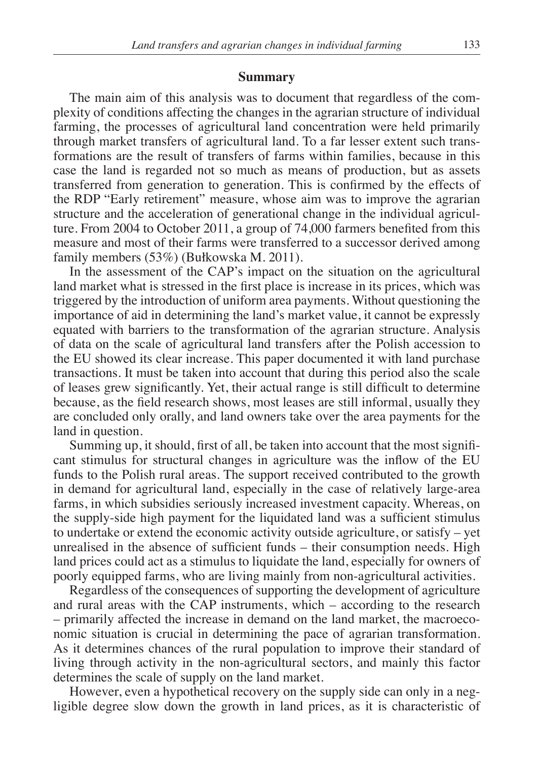## Summary

The main aim of this analysis was to document that regardless of the complexity of conditions affecting the changes in the agrarian structure of individual farming, the processes of agricultural land concentration were held primarily through market transfers of agricultural land. To a far lesser extent such transformations are the result of transfers of farms within families, because in this case the land is regarded not so much as means of production, but as assets transferred from generation to generation. This is confirmed by the effects of the RDP "Early retirement" measure, whose aim was to improve the agrarian structure and the acceleration of generational change in the individual agriculture. From 2004 to October 2011, a group of 74,000 farmers benefited from this measure and most of their farms were transferred to a successor derived among family members (53%) (Bułkowska M. 2011).

In the assessment of the CAP's impact on the situation on the agricultural land market what is stressed in the first place is increase in its prices, which was triggered by the introduction of uniform area payments. Without questioning the importance of aid in determining the land's market value, it cannot be expressly equated with barriers to the transformation of the agrarian structure. Analysis of data on the scale of agricultural land transfers after the Polish accession to the EU showed its clear increase. This paper documented it with land purchase transactions. It must be taken into account that during this period also the scale of leases grew significantly. Yet, their actual range is still difficult to determine because, as the field research shows, most leases are still informal, usually they are concluded only orally, and land owners take over the area payments for the land in question.

Summing up, it should, first of all, be taken into account that the most significant stimulus for structural changes in agriculture was the inflow of the EU funds to the Polish rural areas. The support received contributed to the growth in demand for agricultural land, especially in the case of relatively large-area farms, in which subsidies seriously increased investment capacity. Whereas, on the supply-side high payment for the liquidated land was a sufficient stimulus to undertake or extend the economic activity outside agriculture, or satisfy – yet unrealised in the absence of sufficient funds – their consumption needs. High land prices could act as a stimulus to liquidate the land, especially for owners of poorly equipped farms, who are living mainly from non-agricultural activities.

Regardless of the consequences of supporting the development of agriculture and rural areas with the CAP instruments, which – according to the research – primarily affected the increase in demand on the land market, the macroeconomic situation is crucial in determining the pace of agrarian transformation. As it determines chances of the rural population to improve their standard of living through activity in the non-agricultural sectors, and mainly this factor determines the scale of supply on the land market.

However, even a hypothetical recovery on the supply side can only in a negligible degree slow down the growth in land prices, as it is characteristic of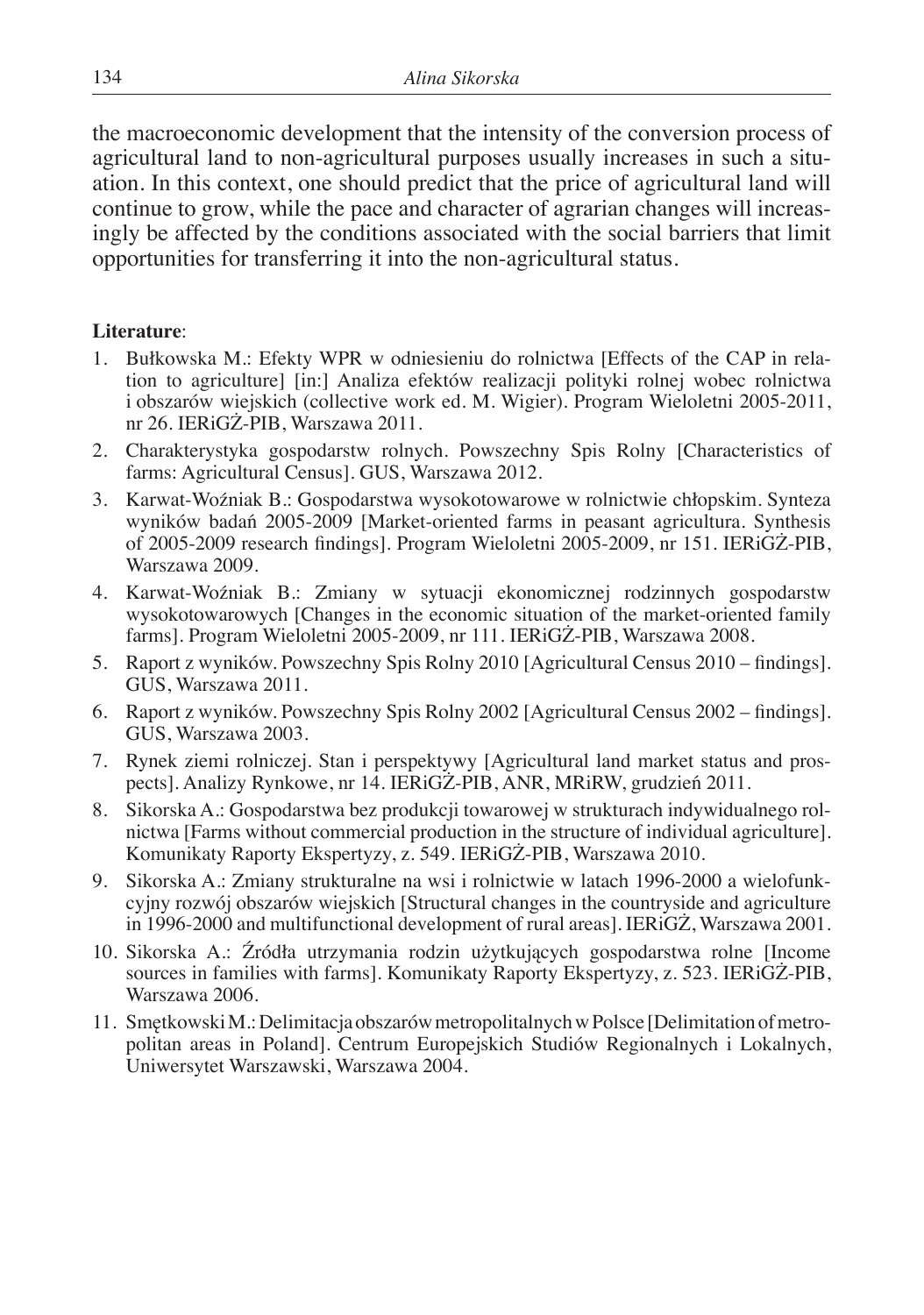the macroeconomic development that the intensity of the conversion process of agricultural land to non-agricultural purposes usually increases in such a situation. In this context, one should predict that the price of agricultural land will continue to grow, while the pace and character of agrarian changes will increasingly be affected by the conditions associated with the social barriers that limit opportunities for transferring it into the non-agricultural status.

**Literature**:

1. Bułkowska M.: Efekty WPR w odniesieniu do rolnictwa [Effects of the CAP in relation to agriculture] [in:] Analiza efektów realizacji polityki rolnej wobec rolnictwa i obszarów wiejskich (collective work ed. M. Wigier). Program Wieloletni 2005-2011, nr 26. IERiGŻ-PIB, Warszawa 2011.
2. Charakterystyka gospodarstw rolnych. Powszechny Spis Rolny [Characteristics of farms: Agricultural Census]. GUS, Warszawa 2012.
3. Karwat-Woźniak B.: Gospodarstwa wysokotowarowe w rolnictwie chłopskim. Synteza wyników badań 2005-2009 [Market-oriented farms in peasant agricultura. Synthesis of 2005-2009 research findings]. Program Wieloletni 2005-2009, nr 151. IERiGŻ-PIB, Warszawa 2009.
4. Karwat-Woźniak B.: Zmiany w sytuacji ekonomicznej rodzinnych gospodarstw wysokotowarowych [Changes in the economic situation of the market-oriented family farms]. Program Wieloletni 2005-2009, nr 111. IERiGŻ-PIB, Warszawa 2008.
5. Raport z wyników. Powszechny Spis Rolny 2010 [Agricultural Census 2010 – findings]. GUS, Warszawa 2011.
6. Raport z wyników. Powszechny Spis Rolny 2002 [Agricultural Census 2002 – findings]. GUS, Warszawa 2003.
7. Rynek ziemi rolniczej. Stan i perspektywy [Agricultural land market status and prospects]. Analizy Rynkowe, nr 14. IERiGŻ-PIB, ANR, MRiRW, grudzień 2011.
8. Sikorska A.: Gospodarstwa bez produkcji towarowej w strukturach indywidualnego rolnictwa [Farms without commercial production in the structure of individual agriculture]. Komunikaty Raporty Ekspertyzy, z. 549. IERiGŻ-PIB, Warszawa 2010.
9. Sikorska A.: Zmiany strukturalne na wsi i rolnictwie w latach 1996-2000 a wielofunkcyjny rozwój obszarów wiejskich [Structural changes in the countryside and agriculture in 1996-2000 and multifunctional development of rural areas]. IERiGŻ, Warszawa 2001.
10. Sikorska A.: Źródła utrzymania rodzin użytkujących gospodarstwa rolne [Income sources in families with farms]. Komunikaty Raporty Ekspertyzy, z. 523. IERiGŻ-PIB, Warszawa 2006.
11. Smętkowski M.: Delimitacja obszarów metropolitalnych w Polsce [Delimitation of metropolitan areas in Poland]. Centrum Europejskich Studiów Regionalnych i Lokalnych, Uniwersytet Warszawski, Warszawa 2004.